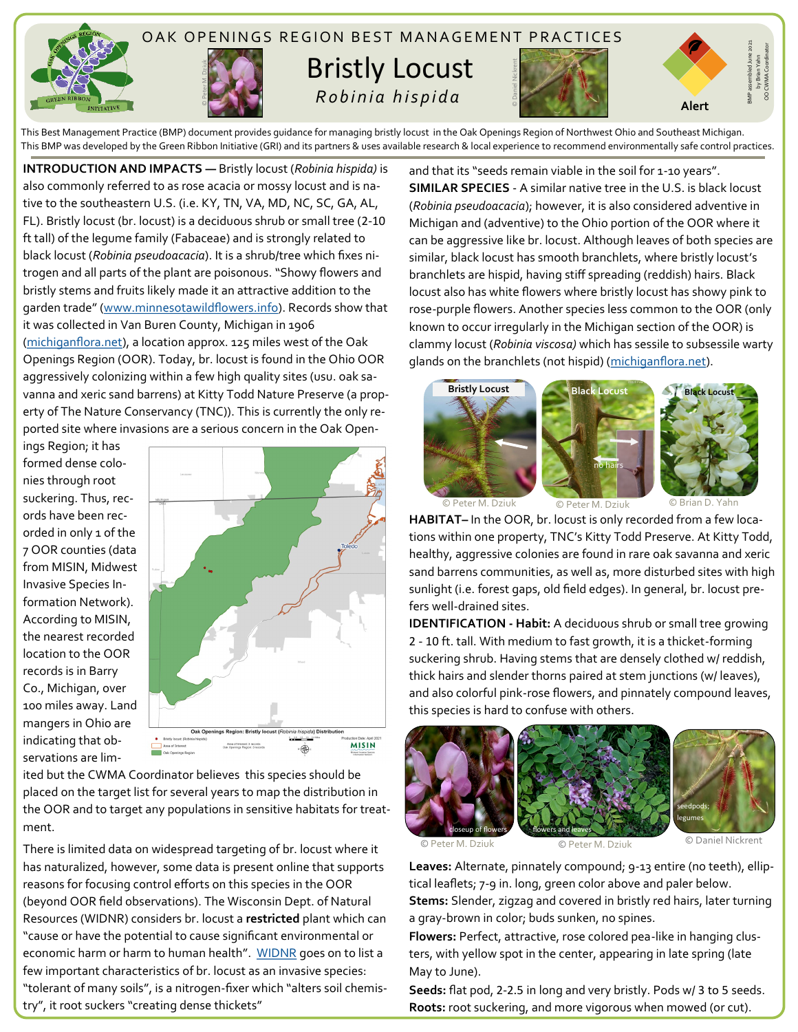OAK OPENINGS REGION BEST MANAGEMENT PRACTICES

# Bristly Locust

## *Robinia hispida*

Alert

BMP assembled June 2021 by Brian Yahn OO CWMA Coordinator

This Best Management Practice (BMP) document provides guidance for managing bristly locust in the Oak Openings Region of Northwest Ohio and Southeast Michigan. This BMP was developed by the Green Ribbon Initiative (GRI) and its partners & uses available research & local experience to recommend environmentally safe control practices.

**INTRODUCTION AND IMPACTS —** Bristly locust (*Robinia hispida)* is also commonly referred to as rose acacia or mossy locust and is native to the southeastern U.S. (i.e. KY, TN, VA, MD, NC, SC, GA, AL, FL). Bristly locust (br. locust) is a deciduous shrub or small tree (2-10 ft tall) of the legume family (Fabaceae) and is strongly related to black locust (*Robinia pseudoacacia*). It is a shrub/tree which fixes nitrogen and all parts of the plant are poisonous. "Showy flowers and bristly stems and fruits likely made it an attractive addition to the garden trade" (www.minnesotawildflowers.info). Records show that it was collected in Van Buren County, Michigan in 1906 (michiganflora.net), a location approx. 125 miles west of the Oak Openings Region (OOR). Today, br. locust is found in the Ohio OOR aggressively colonizing within a few high quality sites (usu. oak savanna and xeric sand barrens) at Kitty Todd Nature Preserve (a property of The Nature Conservancy (TNC)). This is currently the only reported site where invasions are a serious concern in the Oak Openings Region; it has formed dense colonies through root suckering. Thus, records have been recorded in only 1 of the 7 OOR counties (data from MISIN, Midwest Invasive Species Information Network). According to MISIN, the nearest recorded location to the OOR records is in Barry Co., Michigan, over 100 miles away. Land mangers in Ohio are indicating that observations are limited but the CWMA Coordinator believes this species should be placed on the target list for several years to map the distribution in the OOR and to target any populations in sensitive habitats for treatment.

Oak Openings Region: Bristly locust (*Robinia hispida*) Distribution

There is limited data on widespread targeting of br. locust where it has naturalized, however, some data is present online that supports reasons for focusing control efforts on this species in the OOR (beyond OOR field observations). The Wisconsin Dept. of Natural Resources (WIDNR) considers br. locust a **restricted** plant which can "cause or have the potential to cause significant environmental or economic harm or harm to human health". WIDNR goes on to list a few important characteristics of br. locust as an invasive species: "tolerant of many soils", is a nitrogen-fixer which "alters soil chemistry", it root suckers "creating dense thickets" and that its "seeds remain viable in the soil for 1-10 years".

**SIMILAR SPECIES** - A similar native tree in the U.S. is black locust (*Robinia pseudoacacia*); however, it is also considered adventive in Michigan and (adventive) to the Ohio portion of the OOR where it can be aggressive like br. locust. Although leaves of both species are similar, black locust has smooth branchlets, where bristly locust's branchlets are hispid, having stiff spreading (reddish) hairs. Black locust also has white flowers where bristly locust has showy pink to rose-purple flowers. Another species less common to the OOR (only known to occur irregularly in the Michigan section of the OOR) is clammy locust (*Robinia viscosa)* which has sessile to subsessile warty glands on the branchlets (not hispid) (michiganflora.net).

Bristly Locust © Peter M. Dziuk | Black Locust (no hairs) © Peter M. Dziuk | Black Locust © Brian D. Yahn

**HABITAT–** In the OOR, br. locust is only recorded from a few locations within one property, TNC's Kitty Todd Preserve. At Kitty Todd, healthy, aggressive colonies are found in rare oak savanna and xeric sand barrens communities, as well as, more disturbed sites with high sunlight (i.e. forest gaps, old field edges). In general, br. locust prefers well-drained sites.

**IDENTIFICATION - Habit:** A deciduous shrub or small tree growing 2 - 10 ft. tall. With medium to fast growth, it is a thicket-forming suckering shrub. Having stems that are densely clothed w/ reddish, thick hairs and slender thorns paired at stem junctions (w/ leaves), and also colorful pink-rose flowers, and pinnately compound leaves, this species is hard to confuse with others.

closeup of flowers © Peter M. Dziuk | flowers and leaves © Peter M. Dziuk | seedpods; legumes © Daniel Nickrent

**Leaves:** Alternate, pinnately compound; 9-13 entire (no teeth), elliptical leaflets; 7-9 in. long, green color above and paler below.

**Stems:** Slender, zigzag and covered in bristly red hairs, later turning a gray-brown in color; buds sunken, no spines.

**Flowers:** Perfect, attractive, rose colored pea-like in hanging clusters, with yellow spot in the center, appearing in late spring (late May to June).

**Seeds:** flat pod, 2-2.5 in long and very bristly. Pods w/ 3 to 5 seeds.

**Roots:** root suckering, and more vigorous when mowed (or cut).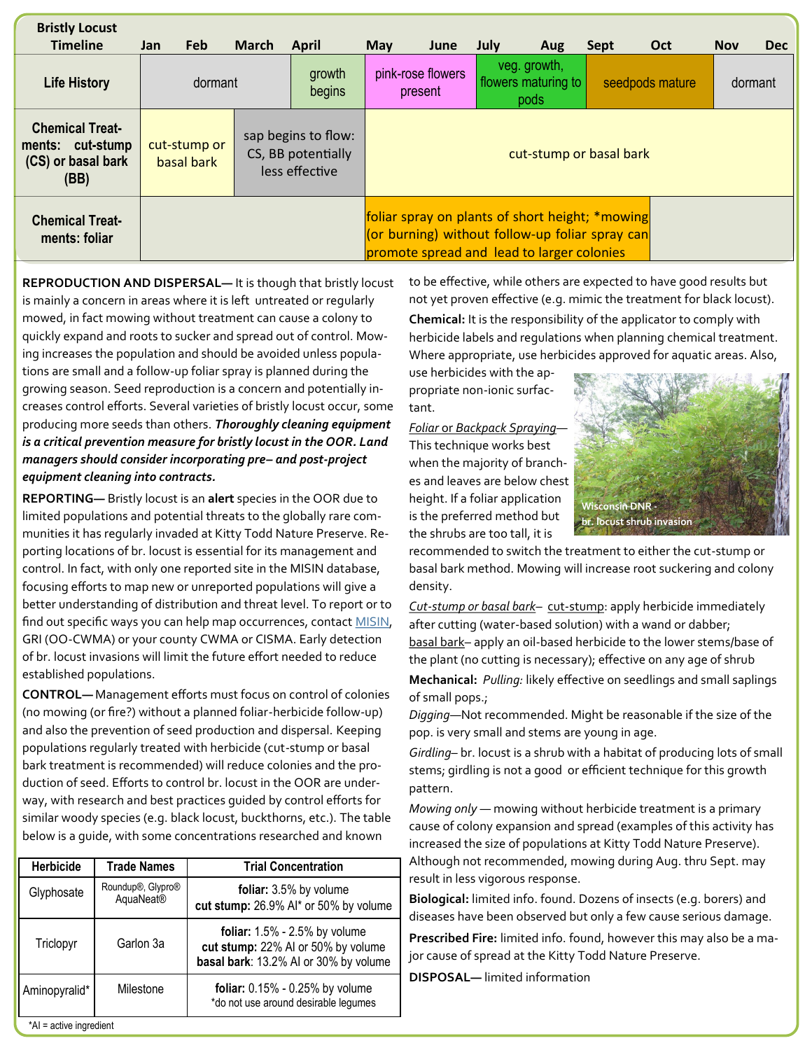| Bristly Locust Timeline | Jan | Feb | March | April | May | June | July | Aug | Sept | Oct | Nov | Dec |
|---|---|---|---|---|---|---|---|---|---|---|---|---|
| Life History | dormant | | | growth begins | pink-rose flowers present | | veg. growth, flowers maturing to pods | | seedpods mature | | dormant | |
| Chemical Treatments: cut-stump (CS) or basal bark (BB) | cut-stump or basal bark | | sap begins to flow: CS, BB potentially less effective | | cut-stump or basal bark | | | | | | | |
| Chemical Treatments: foliar | | | | | foliar spray on plants of short height; *mowing (or burning) without follow-up foliar spray can promote spread and lead to larger colonies | | | | | | | |

**REPRODUCTION AND DISPERSAL—** It is though that bristly locust is mainly a concern in areas where it is left untreated or regularly mowed, in fact mowing without treatment can cause a colony to quickly expand and roots to sucker and spread out of control. Mowing increases the population and should be avoided unless populations are small and a follow-up foliar spray is planned during the growing season. Seed reproduction is a concern and potentially increases control efforts. Several varieties of bristly locust occur, some producing more seeds than others. ***Thoroughly cleaning equipment is a critical prevention measure for bristly locust in the OOR. Land managers should consider incorporating pre– and post-project equipment cleaning into contracts.***

**REPORTING—** Bristly locust is an **alert** species in the OOR due to limited populations and potential threats to the globally rare communities it has regularly invaded at Kitty Todd Nature Preserve. Reporting locations of br. locust is essential for its management and control. In fact, with only one reported site in the MISIN database, focusing efforts to map new or unreported populations will give a better understanding of distribution and threat level. To report or to find out specific ways you can help map occurrences, contact MISIN, GRI (OO-CWMA) or your county CWMA or CISMA. Early detection of br. locust invasions will limit the future effort needed to reduce established populations.

**CONTROL—** Management efforts must focus on control of colonies (no mowing (or fire?) without a planned foliar-herbicide follow-up) and also the prevention of seed production and dispersal. Keeping populations regularly treated with herbicide (cut-stump or basal bark treatment is recommended) will reduce colonies and the production of seed. Efforts to control br. locust in the OOR are underway, with research and best practices guided by control efforts for similar woody species (e.g. black locust, buckthorns, etc.). The table below is a guide, with some concentrations researched and known to be effective, while others are expected to have good results but not yet proven effective (e.g. mimic the treatment for black locust).

| Herbicide | Trade Names | Trial Concentration |
|---|---|---|
| Glyphosate | Roundup®, Glypro® AquaNeat® | **foliar:** 3.5% by volume<br>**cut stump:** 26.9% AI* or 50% by volume |
| Triclopyr | Garlon 3a | **foliar:** 1.5% - 2.5% by volume<br>**cut stump:** 22% AI or 50% by volume<br>**basal bark**: 13.2% AI or 30% by volume |
| Aminopyralid* | Milestone | **foliar:** 0.15% - 0.25% by volume<br>*do not use around desirable legumes |

*AI = active ingredient

**Chemical:** It is the responsibility of the applicator to comply with herbicide labels and regulations when planning chemical treatment. Where appropriate, use herbicides approved for aquatic areas. Also, use herbicides with the appropriate non-ionic surfactant.

Wisconsin DNR - br. locust shrub invasion

*Foliar or Backpack Spraying*— This technique works best when the majority of branches and leaves are below chest height. If a foliar application is the preferred method but the shrubs are too tall, it is recommended to switch the treatment to either the cut-stump or basal bark method. Mowing will increase root suckering and colony density.

*Cut-stump or basal bark*– cut-stump: apply herbicide immediately after cutting (water-based solution) with a wand or dabber; basal bark– apply an oil-based herbicide to the lower stems/base of the plant (no cutting is necessary); effective on any age of shrub

**Mechanical:** *Pulling:* likely effective on seedlings and small saplings of small pops.;

*Digging*—Not recommended. Might be reasonable if the size of the pop. is very small and stems are young in age.

*Girdling*– br. locust is a shrub with a habitat of producing lots of small stems; girdling is not a good or efficient technique for this growth pattern.

*Mowing only* — mowing without herbicide treatment is a primary cause of colony expansion and spread (examples of this activity has increased the size of populations at Kitty Todd Nature Preserve). Although not recommended, mowing during Aug. thru Sept. may result in less vigorous response.

**Biological:** limited info. found. Dozens of insects (e.g. borers) and diseases have been observed but only a few cause serious damage.

**Prescribed Fire:** limited info. found, however this may also be a major cause of spread at the Kitty Todd Nature Preserve.

**DISPOSAL—** limited information